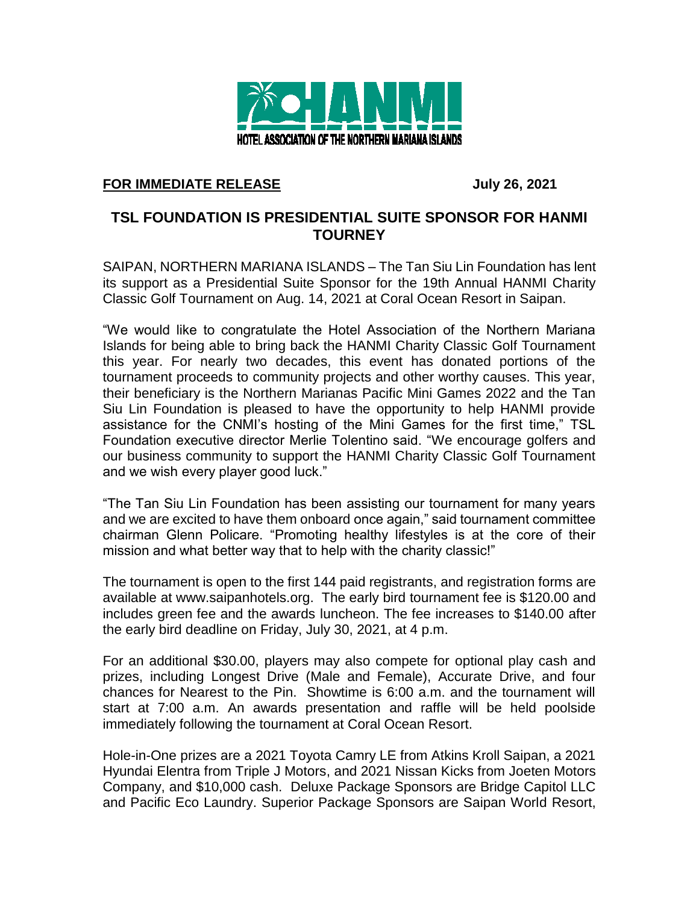HANMI
HOTEL ASSOCIATION OF THE NORTHERN MARIANA ISLANDS

**FOR IMMEDIATE RELEASE** **July 26, 2021**

## TSL FOUNDATION IS PRESIDENTIAL SUITE SPONSOR FOR HANMI TOURNEY

SAIPAN, NORTHERN MARIANA ISLANDS – The Tan Siu Lin Foundation has lent its support as a Presidential Suite Sponsor for the 19th Annual HANMI Charity Classic Golf Tournament on Aug. 14, 2021 at Coral Ocean Resort in Saipan.

"We would like to congratulate the Hotel Association of the Northern Mariana Islands for being able to bring back the HANMI Charity Classic Golf Tournament this year. For nearly two decades, this event has donated portions of the tournament proceeds to community projects and other worthy causes. This year, their beneficiary is the Northern Marianas Pacific Mini Games 2022 and the Tan Siu Lin Foundation is pleased to have the opportunity to help HANMI provide assistance for the CNMI's hosting of the Mini Games for the first time," TSL Foundation executive director Merlie Tolentino said. "We encourage golfers and our business community to support the HANMI Charity Classic Golf Tournament and we wish every player good luck."

"The Tan Siu Lin Foundation has been assisting our tournament for many years and we are excited to have them onboard once again," said tournament committee chairman Glenn Policare. "Promoting healthy lifestyles is at the core of their mission and what better way that to help with the charity classic!"

The tournament is open to the first 144 paid registrants, and registration forms are available at www.saipanhotels.org. The early bird tournament fee is $120.00 and includes green fee and the awards luncheon. The fee increases to $140.00 after the early bird deadline on Friday, July 30, 2021, at 4 p.m.

For an additional $30.00, players may also compete for optional play cash and prizes, including Longest Drive (Male and Female), Accurate Drive, and four chances for Nearest to the Pin. Showtime is 6:00 a.m. and the tournament will start at 7:00 a.m. An awards presentation and raffle will be held poolside immediately following the tournament at Coral Ocean Resort.

Hole-in-One prizes are a 2021 Toyota Camry LE from Atkins Kroll Saipan, a 2021 Hyundai Elentra from Triple J Motors, and 2021 Nissan Kicks from Joeten Motors Company, and $10,000 cash. Deluxe Package Sponsors are Bridge Capitol LLC and Pacific Eco Laundry. Superior Package Sponsors are Saipan World Resort,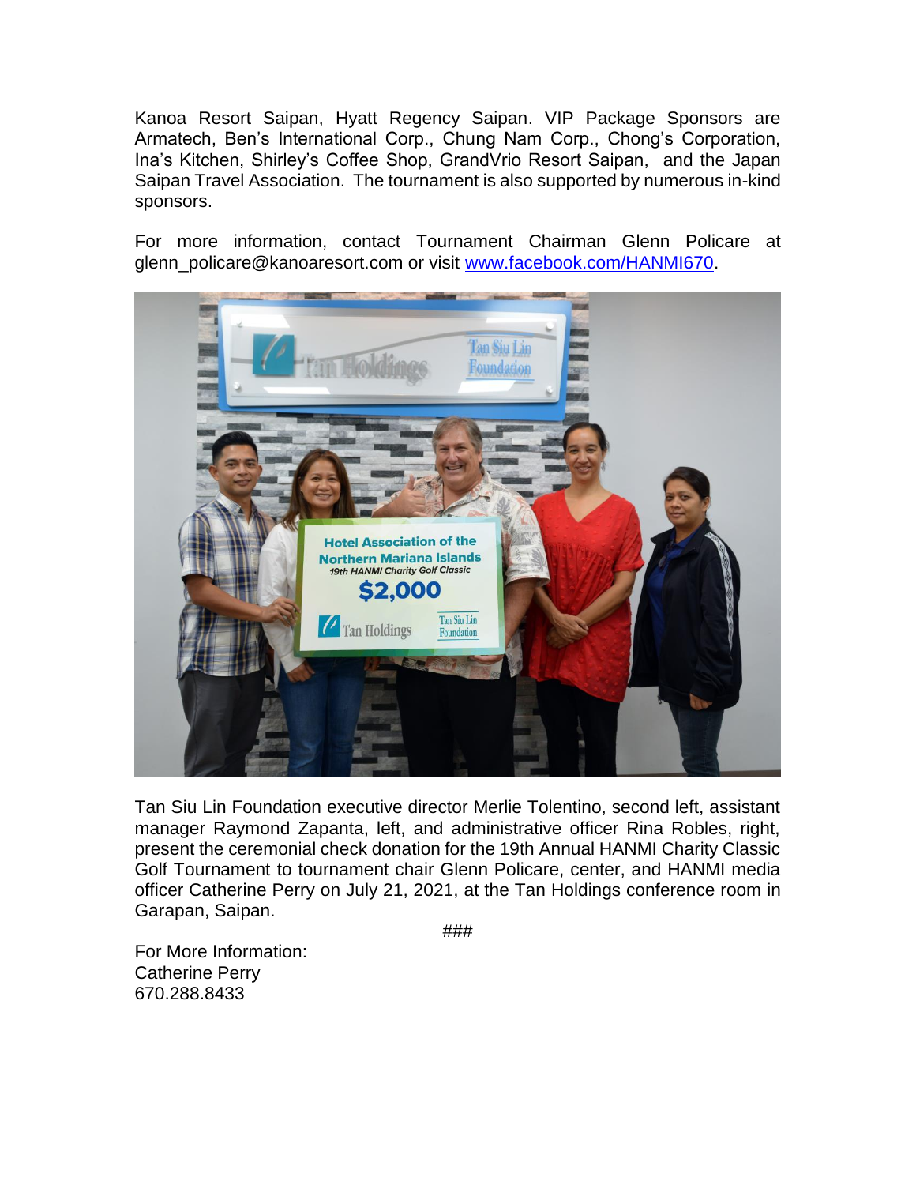Kanoa Resort Saipan, Hyatt Regency Saipan. VIP Package Sponsors are Armatech, Ben's International Corp., Chung Nam Corp., Chong's Corporation, Ina's Kitchen, Shirley's Coffee Shop, GrandVrio Resort Saipan, and the Japan Saipan Travel Association. The tournament is also supported by numerous in-kind sponsors.

For more information, contact Tournament Chairman Glenn Policare at glenn_policare@kanoaresort.com or visit [www.facebook.com/HANMI670](http://www.facebook.com/HANMI670).

Tan Siu Lin Foundation executive director Merlie Tolentino, second left, assistant manager Raymond Zapanta, left, and administrative officer Rina Robles, right, present the ceremonial check donation for the 19th Annual HANMI Charity Classic Golf Tournament to tournament chair Glenn Policare, center, and HANMI media officer Catherine Perry on July 21, 2021, at the Tan Holdings conference room in Garapan, Saipan.

###

For More Information:
Catherine Perry
670.288.8433